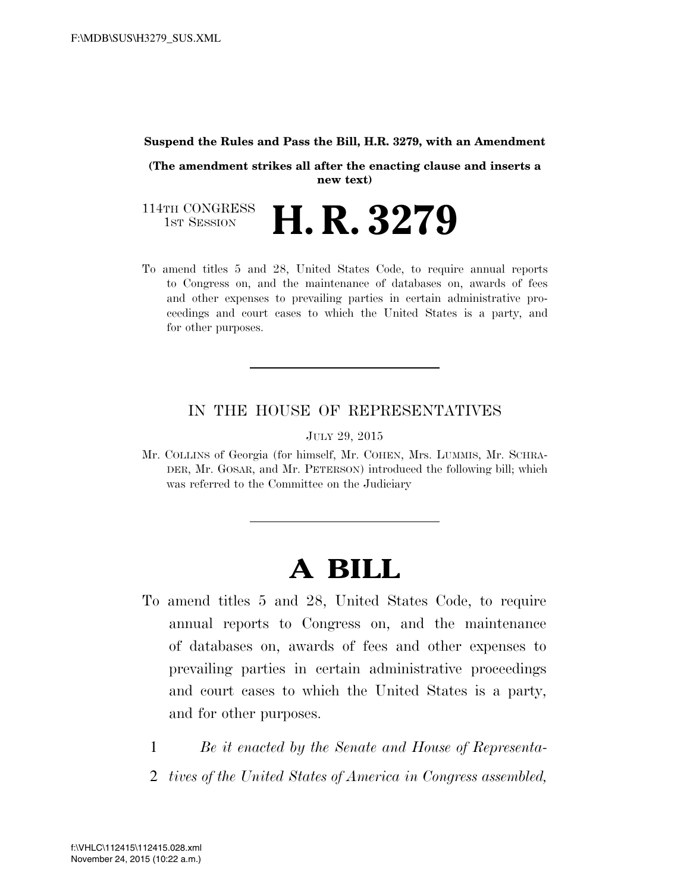**Suspend the Rules and Pass the Bill, H.R. 3279, with an Amendment**

**(The amendment strikes all after the enacting clause and inserts a new text)**

114TH CONGRESS
1ST SESSION

# H. R. 3279

To amend titles 5 and 28, United States Code, to require annual reports to Congress on, and the maintenance of databases on, awards of fees and other expenses to prevailing parties in certain administrative proceedings and court cases to which the United States is a party, and for other purposes.

---

IN THE HOUSE OF REPRESENTATIVES

JULY 29, 2015

Mr. COLLINS of Georgia (for himself, Mr. COHEN, Mrs. LUMMIS, Mr. SCHRADER, Mr. GOSAR, and Mr. PETERSON) introduced the following bill; which was referred to the Committee on the Judiciary

---

# A BILL

To amend titles 5 and 28, United States Code, to require annual reports to Congress on, and the maintenance of databases on, awards of fees and other expenses to prevailing parties in certain administrative proceedings and court cases to which the United States is a party, and for other purposes.

1 *Be it enacted by the Senate and House of Representa-*
2 *tives of the United States of America in Congress assembled,*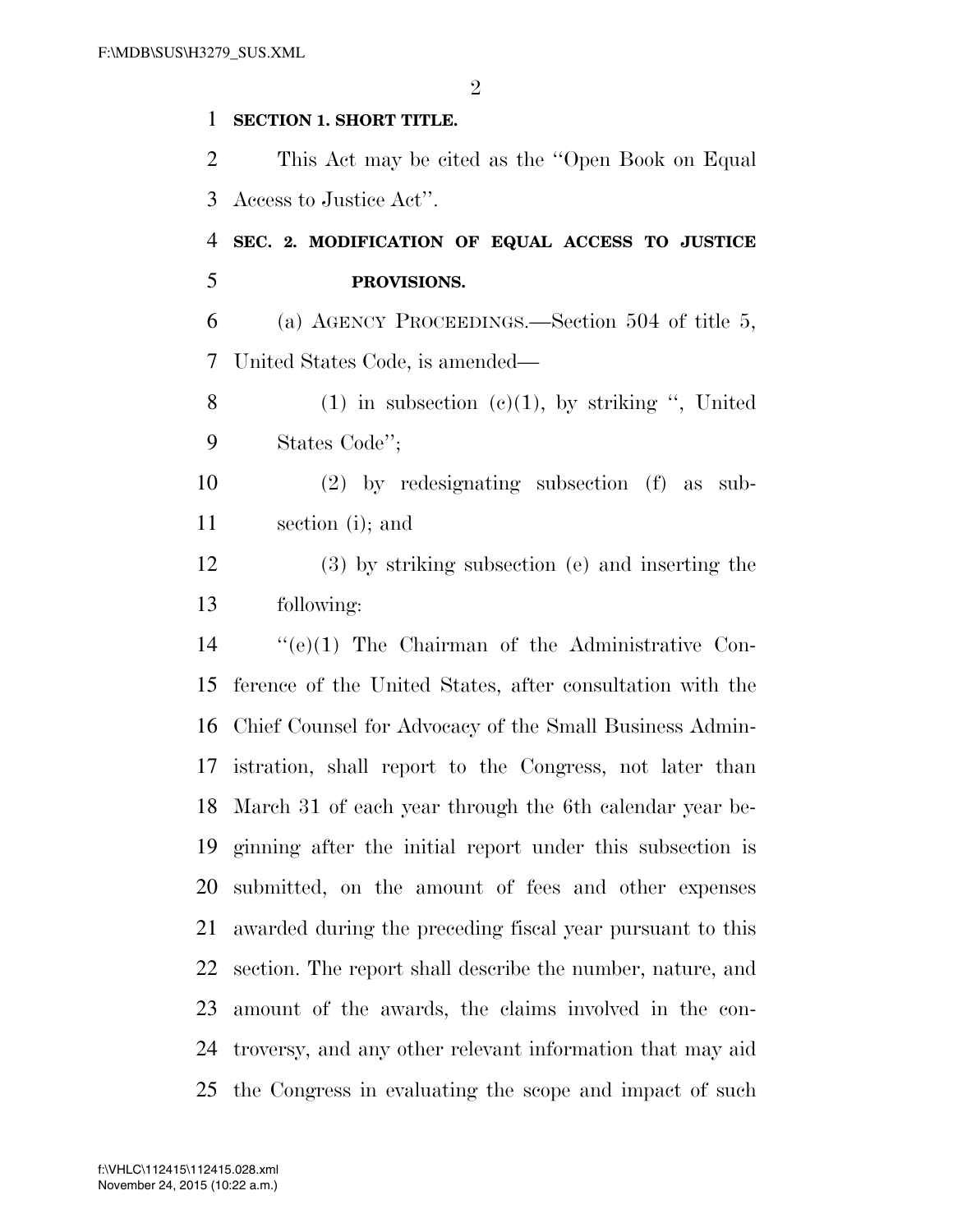**SECTION 1. SHORT TITLE.**

This Act may be cited as the "Open Book on Equal Access to Justice Act".

**SEC. 2. MODIFICATION OF EQUAL ACCESS TO JUSTICE PROVISIONS.**

(a) AGENCY PROCEEDINGS.—Section 504 of title 5, United States Code, is amended—

(1) in subsection (c)(1), by striking ", United States Code";

(2) by redesignating subsection (f) as subsection (i); and

(3) by striking subsection (e) and inserting the following:

"(e)(1) The Chairman of the Administrative Conference of the United States, after consultation with the Chief Counsel for Advocacy of the Small Business Administration, shall report to the Congress, not later than March 31 of each year through the 6th calendar year beginning after the initial report under this subsection is submitted, on the amount of fees and other expenses awarded during the preceding fiscal year pursuant to this section. The report shall describe the number, nature, and amount of the awards, the claims involved in the controversy, and any other relevant information that may aid the Congress in evaluating the scope and impact of such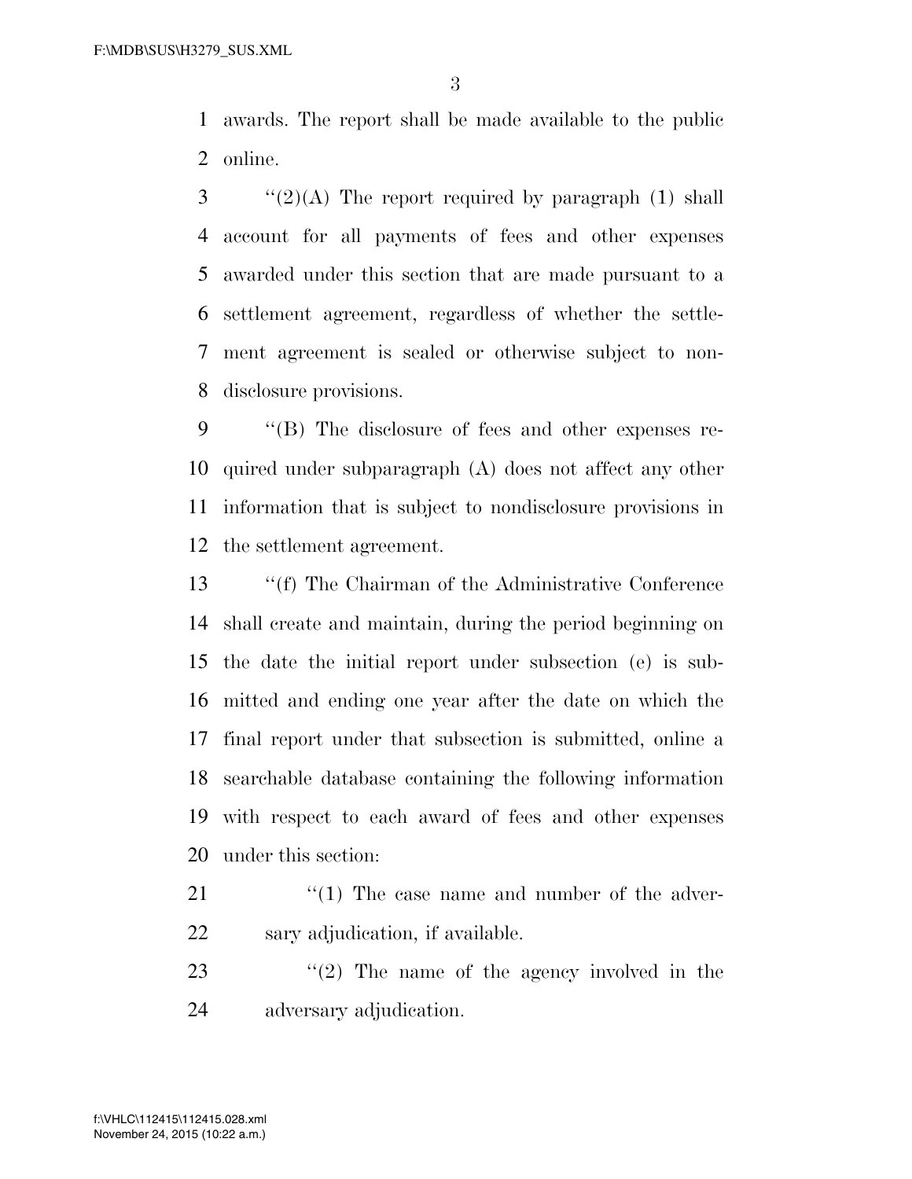awards. The report shall be made available to the public online.

"(2)(A) The report required by paragraph (1) shall account for all payments of fees and other expenses awarded under this section that are made pursuant to a settlement agreement, regardless of whether the settlement agreement is sealed or otherwise subject to nondisclosure provisions.

"(B) The disclosure of fees and other expenses required under subparagraph (A) does not affect any other information that is subject to nondisclosure provisions in the settlement agreement.

"(f) The Chairman of the Administrative Conference shall create and maintain, during the period beginning on the date the initial report under subsection (e) is submitted and ending one year after the date on which the final report under that subsection is submitted, online a searchable database containing the following information with respect to each award of fees and other expenses under this section:

"(1) The case name and number of the adversary adjudication, if available.

"(2) The name of the agency involved in the adversary adjudication.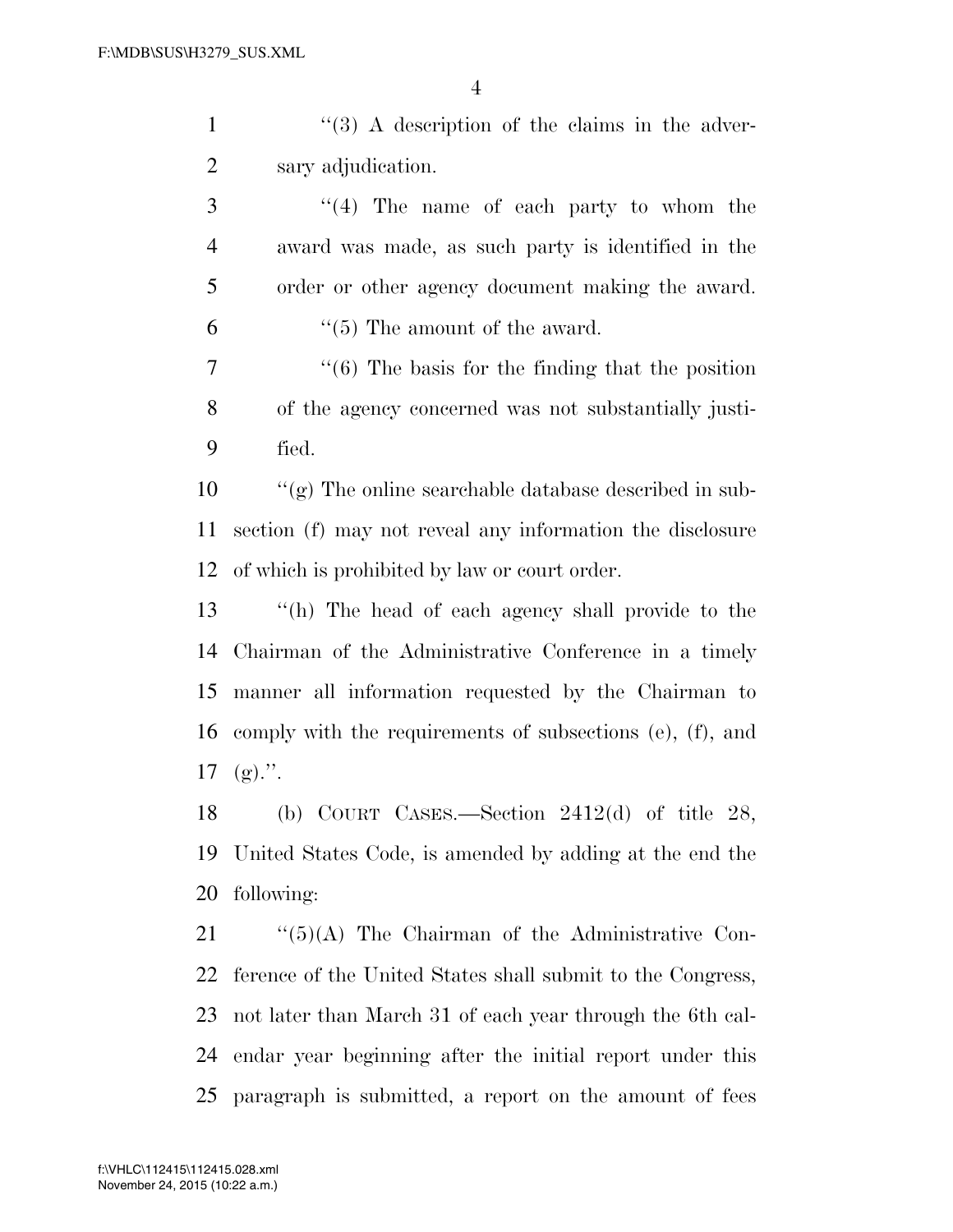''(3) A description of the claims in the adversary adjudication.

''(4) The name of each party to whom the award was made, as such party is identified in the order or other agency document making the award.

''(5) The amount of the award.

''(6) The basis for the finding that the position of the agency concerned was not substantially justified.

''(g) The online searchable database described in subsection (f) may not reveal any information the disclosure of which is prohibited by law or court order.

''(h) The head of each agency shall provide to the Chairman of the Administrative Conference in a timely manner all information requested by the Chairman to comply with the requirements of subsections (e), (f), and (g).''.

(b) COURT CASES.—Section 2412(d) of title 28, United States Code, is amended by adding at the end the following:

''(5)(A) The Chairman of the Administrative Conference of the United States shall submit to the Congress, not later than March 31 of each year through the 6th calendar year beginning after the initial report under this paragraph is submitted, a report on the amount of fees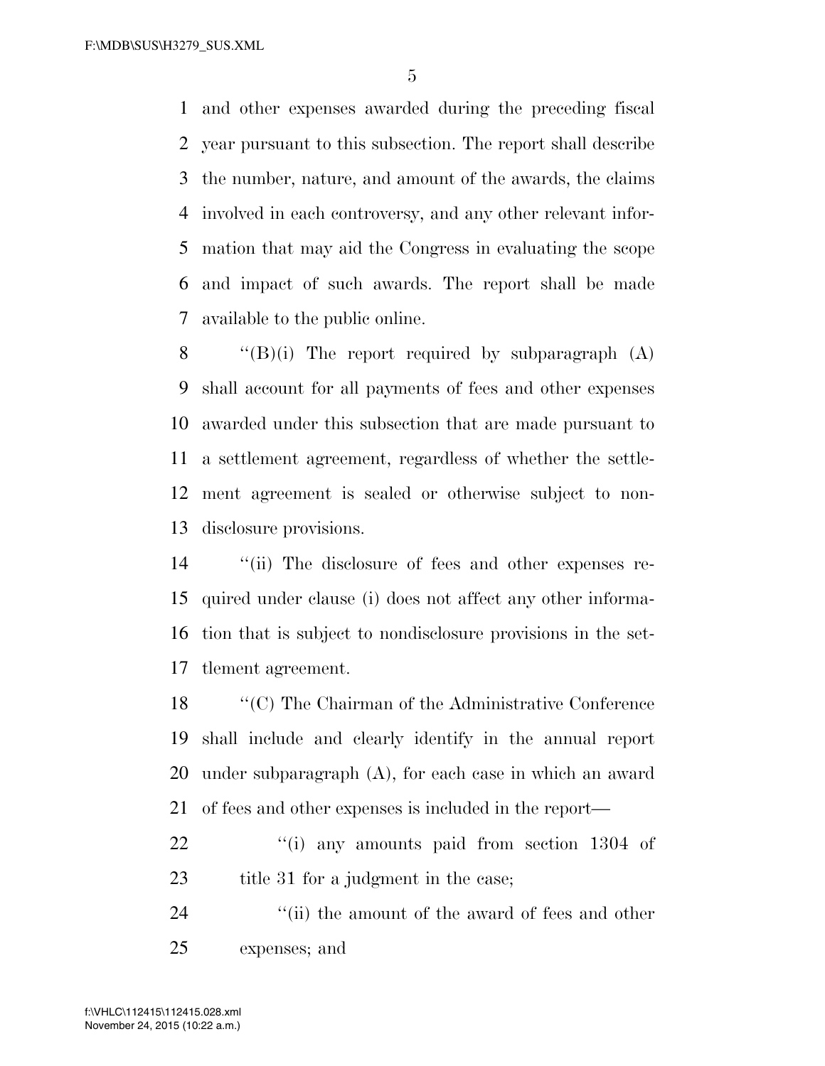and other expenses awarded during the preceding fiscal year pursuant to this subsection. The report shall describe the number, nature, and amount of the awards, the claims involved in each controversy, and any other relevant information that may aid the Congress in evaluating the scope and impact of such awards. The report shall be made available to the public online.

''(B)(i) The report required by subparagraph (A) shall account for all payments of fees and other expenses awarded under this subsection that are made pursuant to a settlement agreement, regardless of whether the settlement agreement is sealed or otherwise subject to nondisclosure provisions.

''(ii) The disclosure of fees and other expenses required under clause (i) does not affect any other information that is subject to nondisclosure provisions in the settlement agreement.

''(C) The Chairman of the Administrative Conference shall include and clearly identify in the annual report under subparagraph (A), for each case in which an award of fees and other expenses is included in the report—

''(i) any amounts paid from section 1304 of title 31 for a judgment in the case;

''(ii) the amount of the award of fees and other expenses; and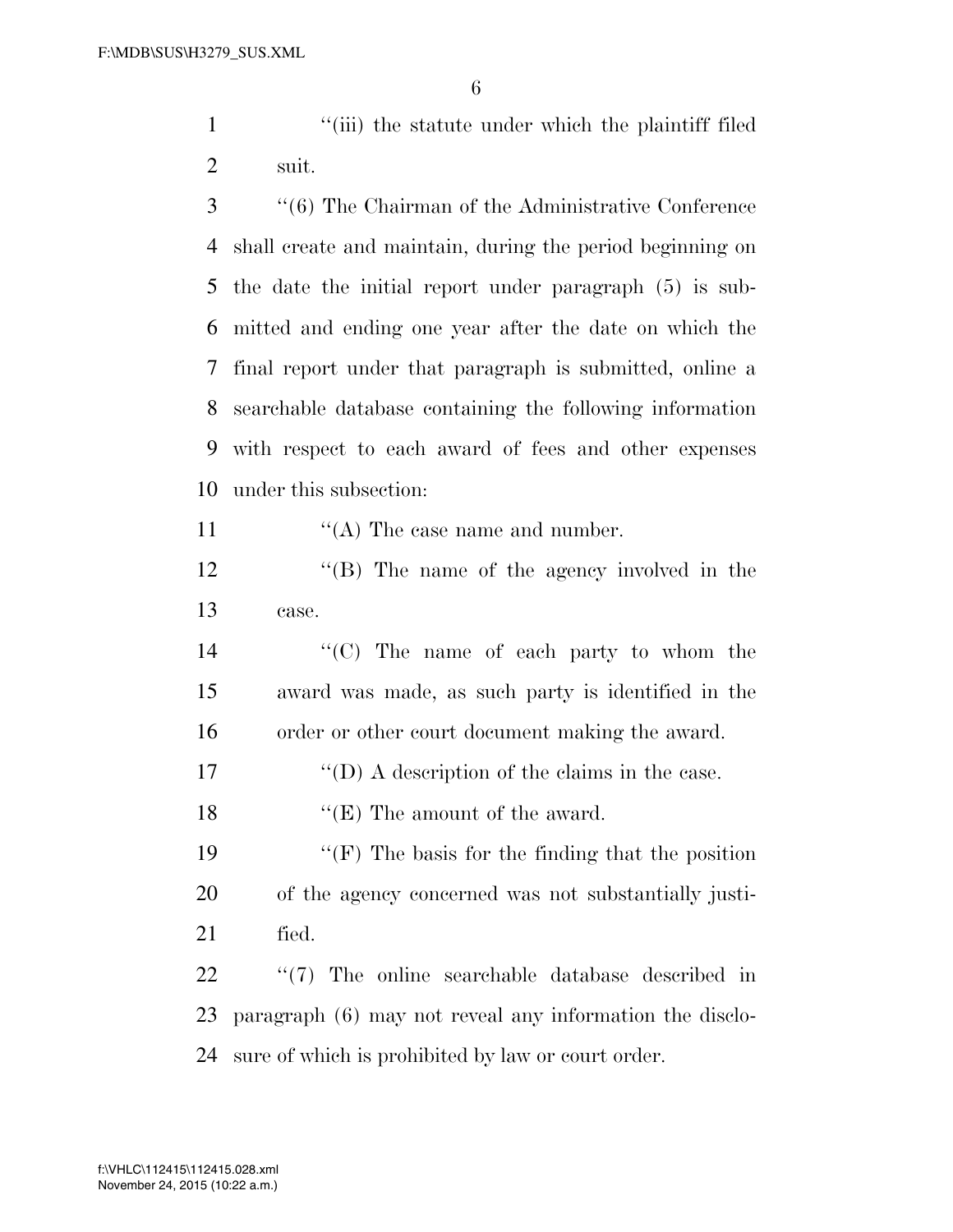"(iii) the statute under which the plaintiff filed suit.

"(6) The Chairman of the Administrative Conference shall create and maintain, during the period beginning on the date the initial report under paragraph (5) is submitted and ending one year after the date on which the final report under that paragraph is submitted, online a searchable database containing the following information with respect to each award of fees and other expenses under this subsection:

"(A) The case name and number.

"(B) The name of the agency involved in the case.

"(C) The name of each party to whom the award was made, as such party is identified in the order or other court document making the award.

"(D) A description of the claims in the case.

"(E) The amount of the award.

"(F) The basis for the finding that the position of the agency concerned was not substantially justified.

"(7) The online searchable database described in paragraph (6) may not reveal any information the disclosure of which is prohibited by law or court order.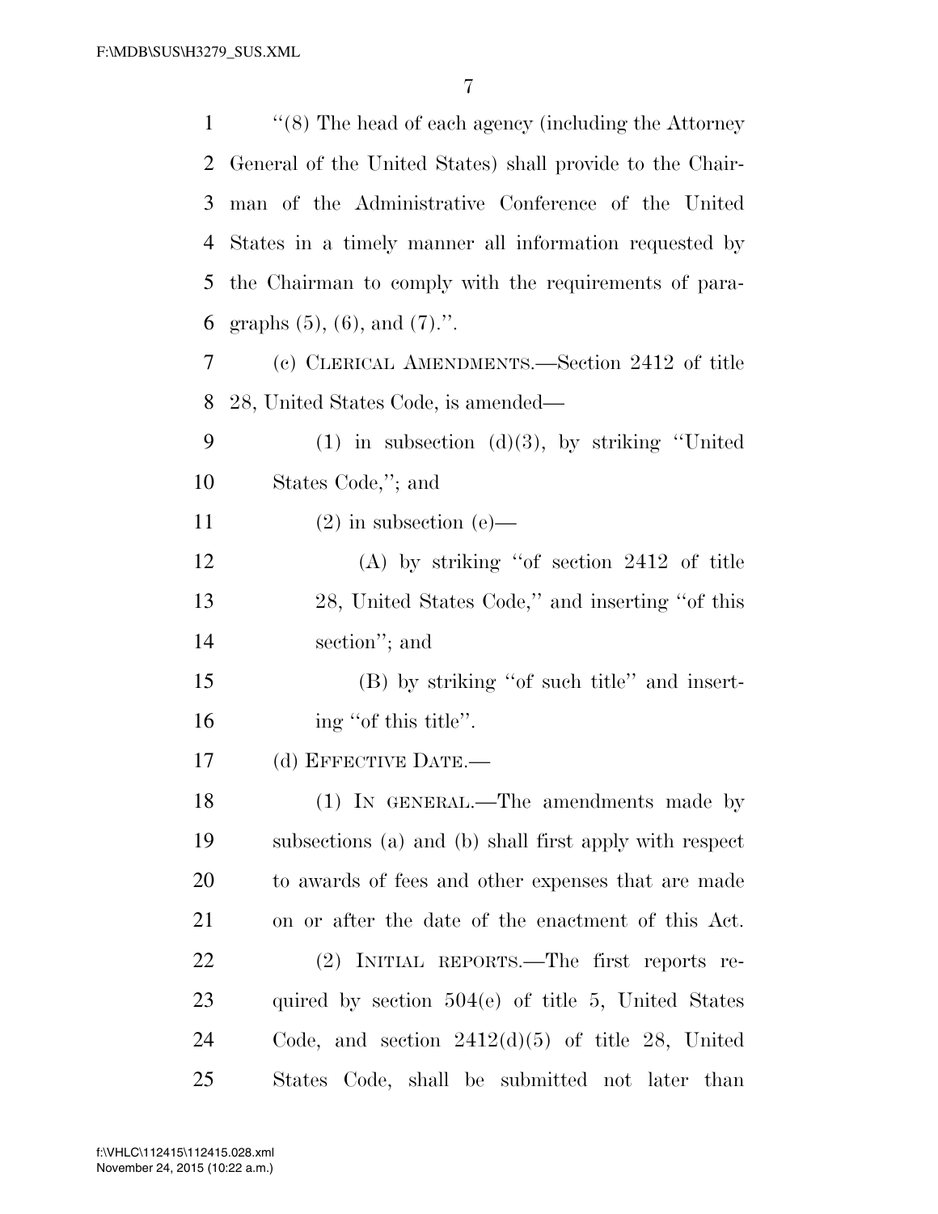"(8) The head of each agency (including the Attorney General of the United States) shall provide to the Chairman of the Administrative Conference of the United States in a timely manner all information requested by the Chairman to comply with the requirements of paragraphs (5), (6), and (7).".

(c) CLERICAL AMENDMENTS.—Section 2412 of title 28, United States Code, is amended—

(1) in subsection (d)(3), by striking "United States Code,"; and

(2) in subsection (e)—

(A) by striking "of section 2412 of title 28, United States Code," and inserting "of this section"; and

(B) by striking "of such title" and inserting "of this title".

(d) EFFECTIVE DATE.—

(1) IN GENERAL.—The amendments made by subsections (a) and (b) shall first apply with respect to awards of fees and other expenses that are made on or after the date of the enactment of this Act.

(2) INITIAL REPORTS.—The first reports required by section 504(e) of title 5, United States Code, and section 2412(d)(5) of title 28, United States Code, shall be submitted not later than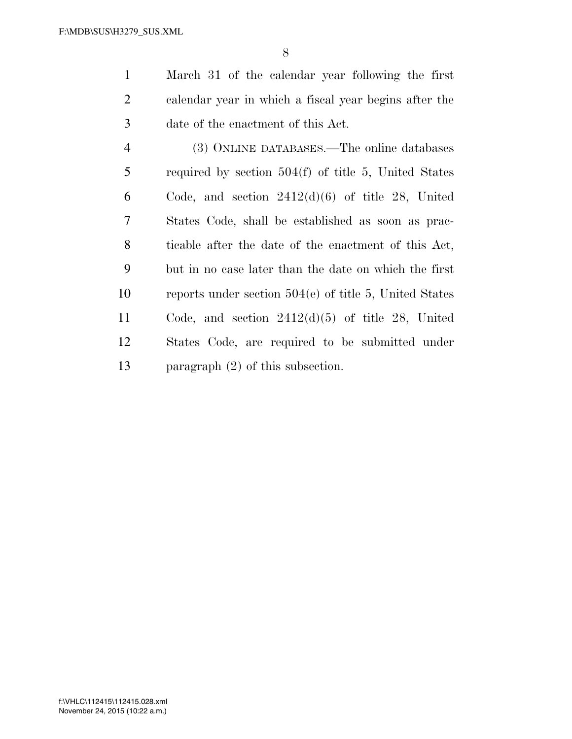March 31 of the calendar year following the first calendar year in which a fiscal year begins after the date of the enactment of this Act.

(3) ONLINE DATABASES.—The online databases required by section 504(f) of title 5, United States Code, and section 2412(d)(6) of title 28, United States Code, shall be established as soon as practicable after the date of the enactment of this Act, but in no case later than the date on which the first reports under section 504(e) of title 5, United States Code, and section 2412(d)(5) of title 28, United States Code, are required to be submitted under paragraph (2) of this subsection.